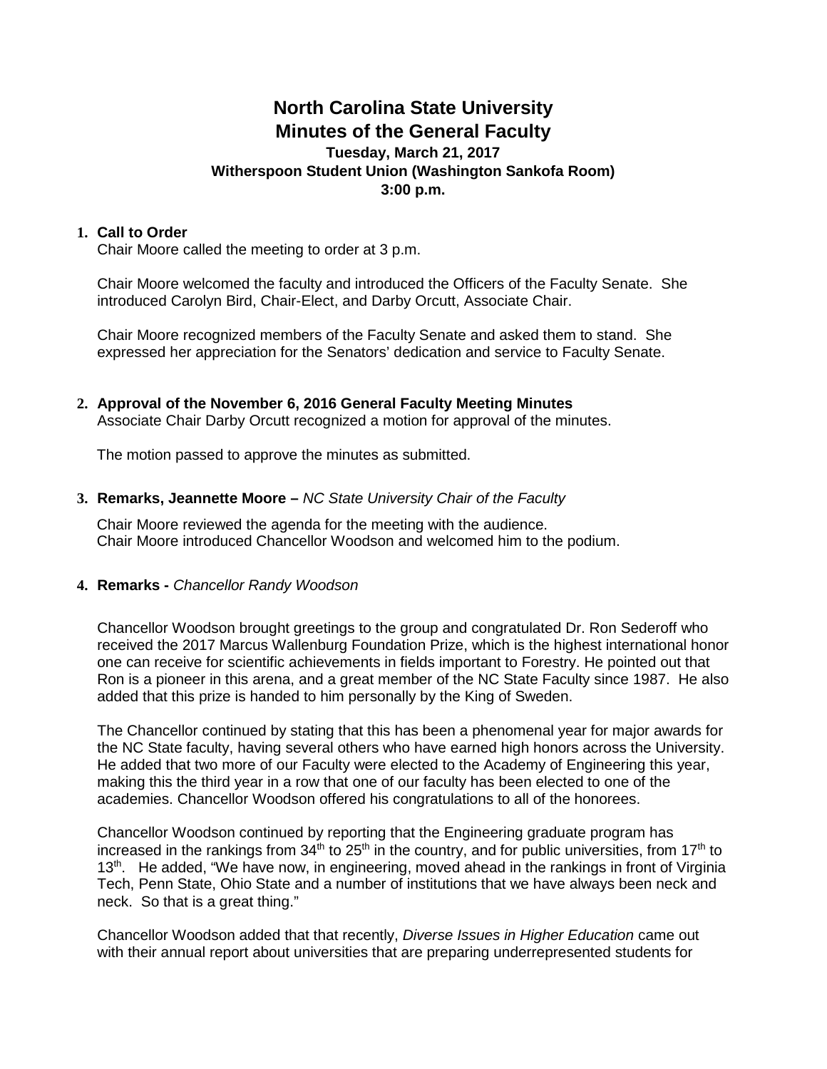# North Carolina State University
# Minutes of the General Faculty

**Tuesday, March 21, 2017**
**Witherspoon Student Union (Washington Sankofa Room)**
**3:00 p.m.**

**1. Call to Order**

Chair Moore called the meeting to order at 3 p.m.

Chair Moore welcomed the faculty and introduced the Officers of the Faculty Senate. She introduced Carolyn Bird, Chair-Elect, and Darby Orcutt, Associate Chair.

Chair Moore recognized members of the Faculty Senate and asked them to stand. She expressed her appreciation for the Senators' dedication and service to Faculty Senate.

**2. Approval of the November 6, 2016 General Faculty Meeting Minutes**

Associate Chair Darby Orcutt recognized a motion for approval of the minutes.

The motion passed to approve the minutes as submitted.

**3. Remarks, Jeannette Moore –** *NC State University Chair of the Faculty*

Chair Moore reviewed the agenda for the meeting with the audience.
Chair Moore introduced Chancellor Woodson and welcomed him to the podium.

**4. Remarks -** *Chancellor Randy Woodson*

Chancellor Woodson brought greetings to the group and congratulated Dr. Ron Sederoff who received the 2017 Marcus Wallenburg Foundation Prize, which is the highest international honor one can receive for scientific achievements in fields important to Forestry. He pointed out that Ron is a pioneer in this arena, and a great member of the NC State Faculty since 1987. He also added that this prize is handed to him personally by the King of Sweden.

The Chancellor continued by stating that this has been a phenomenal year for major awards for the NC State faculty, having several others who have earned high honors across the University. He added that two more of our Faculty were elected to the Academy of Engineering this year, making this the third year in a row that one of our faculty has been elected to one of the academies. Chancellor Woodson offered his congratulations to all of the honorees.

Chancellor Woodson continued by reporting that the Engineering graduate program has increased in the rankings from 34th to 25th in the country, and for public universities, from 17th to 13th. He added, "We have now, in engineering, moved ahead in the rankings in front of Virginia Tech, Penn State, Ohio State and a number of institutions that we have always been neck and neck. So that is a great thing."

Chancellor Woodson added that that recently, *Diverse Issues in Higher Education* came out with their annual report about universities that are preparing underrepresented students for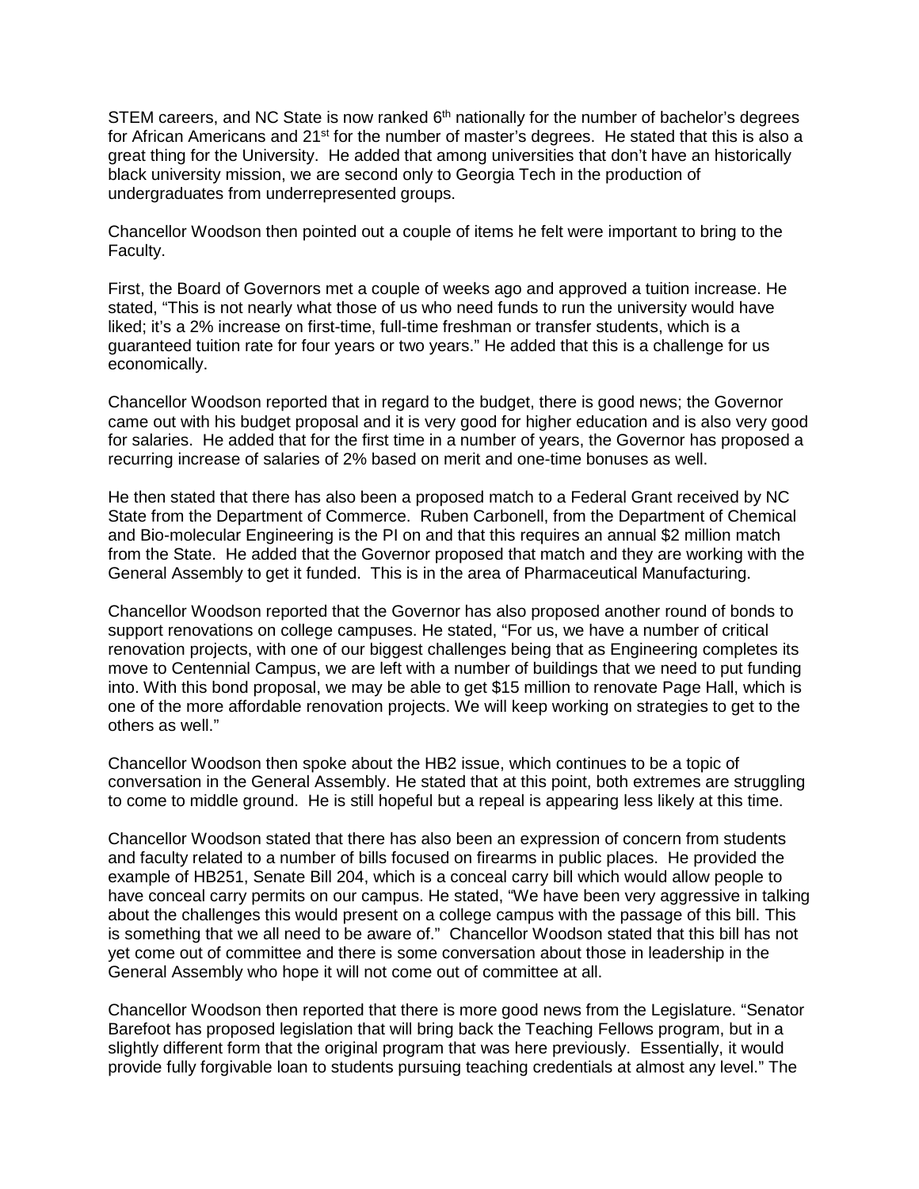STEM careers, and NC State is now ranked 6th nationally for the number of bachelor's degrees for African Americans and 21st for the number of master's degrees. He stated that this is also a great thing for the University. He added that among universities that don't have an historically black university mission, we are second only to Georgia Tech in the production of undergraduates from underrepresented groups.

Chancellor Woodson then pointed out a couple of items he felt were important to bring to the Faculty.

First, the Board of Governors met a couple of weeks ago and approved a tuition increase. He stated, "This is not nearly what those of us who need funds to run the university would have liked; it's a 2% increase on first-time, full-time freshman or transfer students, which is a guaranteed tuition rate for four years or two years." He added that this is a challenge for us economically.

Chancellor Woodson reported that in regard to the budget, there is good news; the Governor came out with his budget proposal and it is very good for higher education and is also very good for salaries. He added that for the first time in a number of years, the Governor has proposed a recurring increase of salaries of 2% based on merit and one-time bonuses as well.

He then stated that there has also been a proposed match to a Federal Grant received by NC State from the Department of Commerce. Ruben Carbonell, from the Department of Chemical and Bio-molecular Engineering is the PI on and that this requires an annual $2 million match from the State. He added that the Governor proposed that match and they are working with the General Assembly to get it funded. This is in the area of Pharmaceutical Manufacturing.

Chancellor Woodson reported that the Governor has also proposed another round of bonds to support renovations on college campuses. He stated, "For us, we have a number of critical renovation projects, with one of our biggest challenges being that as Engineering completes its move to Centennial Campus, we are left with a number of buildings that we need to put funding into. With this bond proposal, we may be able to get $15 million to renovate Page Hall, which is one of the more affordable renovation projects. We will keep working on strategies to get to the others as well."

Chancellor Woodson then spoke about the HB2 issue, which continues to be a topic of conversation in the General Assembly. He stated that at this point, both extremes are struggling to come to middle ground. He is still hopeful but a repeal is appearing less likely at this time.

Chancellor Woodson stated that there has also been an expression of concern from students and faculty related to a number of bills focused on firearms in public places. He provided the example of HB251, Senate Bill 204, which is a conceal carry bill which would allow people to have conceal carry permits on our campus. He stated, "We have been very aggressive in talking about the challenges this would present on a college campus with the passage of this bill. This is something that we all need to be aware of." Chancellor Woodson stated that this bill has not yet come out of committee and there is some conversation about those in leadership in the General Assembly who hope it will not come out of committee at all.

Chancellor Woodson then reported that there is more good news from the Legislature. "Senator Barefoot has proposed legislation that will bring back the Teaching Fellows program, but in a slightly different form that the original program that was here previously. Essentially, it would provide fully forgivable loan to students pursuing teaching credentials at almost any level." The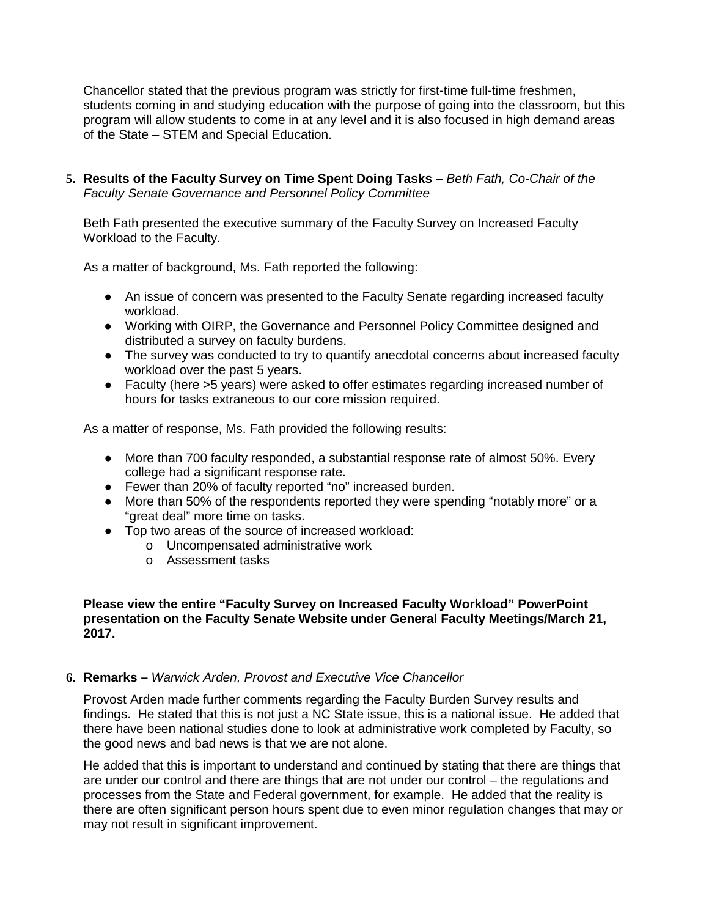Chancellor stated that the previous program was strictly for first-time full-time freshmen, students coming in and studying education with the purpose of going into the classroom, but this program will allow students to come in at any level and it is also focused in high demand areas of the State – STEM and Special Education.

**5. Results of the Faculty Survey on Time Spent Doing Tasks –** *Beth Fath, Co-Chair of the Faculty Senate Governance and Personnel Policy Committee*

Beth Fath presented the executive summary of the Faculty Survey on Increased Faculty Workload to the Faculty.

As a matter of background, Ms. Fath reported the following:

- An issue of concern was presented to the Faculty Senate regarding increased faculty workload.
- Working with OIRP, the Governance and Personnel Policy Committee designed and distributed a survey on faculty burdens.
- The survey was conducted to try to quantify anecdotal concerns about increased faculty workload over the past 5 years.
- Faculty (here >5 years) were asked to offer estimates regarding increased number of hours for tasks extraneous to our core mission required.

As a matter of response, Ms. Fath provided the following results:

- More than 700 faculty responded, a substantial response rate of almost 50%. Every college had a significant response rate.
- Fewer than 20% of faculty reported "no" increased burden.
- More than 50% of the respondents reported they were spending "notably more" or a "great deal" more time on tasks.
- Top two areas of the source of increased workload:
    - Uncompensated administrative work
    - Assessment tasks

**Please view the entire "Faculty Survey on Increased Faculty Workload" PowerPoint presentation on the Faculty Senate Website under General Faculty Meetings/March 21, 2017.**

**6. Remarks –** *Warwick Arden, Provost and Executive Vice Chancellor*

Provost Arden made further comments regarding the Faculty Burden Survey results and findings. He stated that this is not just a NC State issue, this is a national issue. He added that there have been national studies done to look at administrative work completed by Faculty, so the good news and bad news is that we are not alone.

He added that this is important to understand and continued by stating that there are things that are under our control and there are things that are not under our control – the regulations and processes from the State and Federal government, for example. He added that the reality is there are often significant person hours spent due to even minor regulation changes that may or may not result in significant improvement.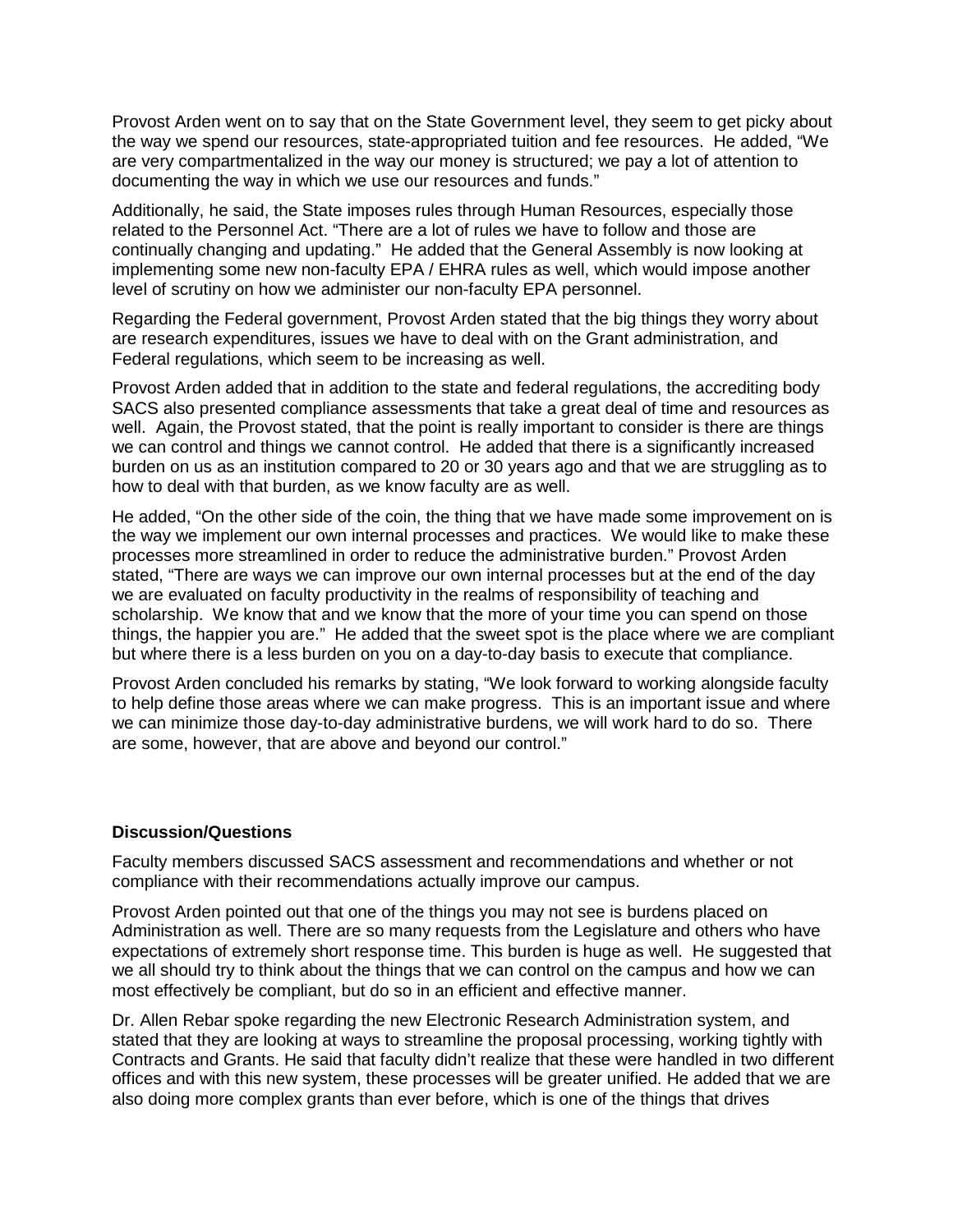Provost Arden went on to say that on the State Government level, they seem to get picky about the way we spend our resources, state-appropriated tuition and fee resources. He added, "We are very compartmentalized in the way our money is structured; we pay a lot of attention to documenting the way in which we use our resources and funds."

Additionally, he said, the State imposes rules through Human Resources, especially those related to the Personnel Act. "There are a lot of rules we have to follow and those are continually changing and updating." He added that the General Assembly is now looking at implementing some new non-faculty EPA / EHRA rules as well, which would impose another level of scrutiny on how we administer our non-faculty EPA personnel.

Regarding the Federal government, Provost Arden stated that the big things they worry about are research expenditures, issues we have to deal with on the Grant administration, and Federal regulations, which seem to be increasing as well.

Provost Arden added that in addition to the state and federal regulations, the accrediting body SACS also presented compliance assessments that take a great deal of time and resources as well. Again, the Provost stated, that the point is really important to consider is there are things we can control and things we cannot control. He added that there is a significantly increased burden on us as an institution compared to 20 or 30 years ago and that we are struggling as to how to deal with that burden, as we know faculty are as well.

He added, "On the other side of the coin, the thing that we have made some improvement on is the way we implement our own internal processes and practices. We would like to make these processes more streamlined in order to reduce the administrative burden." Provost Arden stated, "There are ways we can improve our own internal processes but at the end of the day we are evaluated on faculty productivity in the realms of responsibility of teaching and scholarship. We know that and we know that the more of your time you can spend on those things, the happier you are." He added that the sweet spot is the place where we are compliant but where there is a less burden on you on a day-to-day basis to execute that compliance.

Provost Arden concluded his remarks by stating, "We look forward to working alongside faculty to help define those areas where we can make progress. This is an important issue and where we can minimize those day-to-day administrative burdens, we will work hard to do so. There are some, however, that are above and beyond our control."

**Discussion/Questions**

Faculty members discussed SACS assessment and recommendations and whether or not compliance with their recommendations actually improve our campus.

Provost Arden pointed out that one of the things you may not see is burdens placed on Administration as well. There are so many requests from the Legislature and others who have expectations of extremely short response time. This burden is huge as well. He suggested that we all should try to think about the things that we can control on the campus and how we can most effectively be compliant, but do so in an efficient and effective manner.

Dr. Allen Rebar spoke regarding the new Electronic Research Administration system, and stated that they are looking at ways to streamline the proposal processing, working tightly with Contracts and Grants. He said that faculty didn't realize that these were handled in two different offices and with this new system, these processes will be greater unified. He added that we are also doing more complex grants than ever before, which is one of the things that drives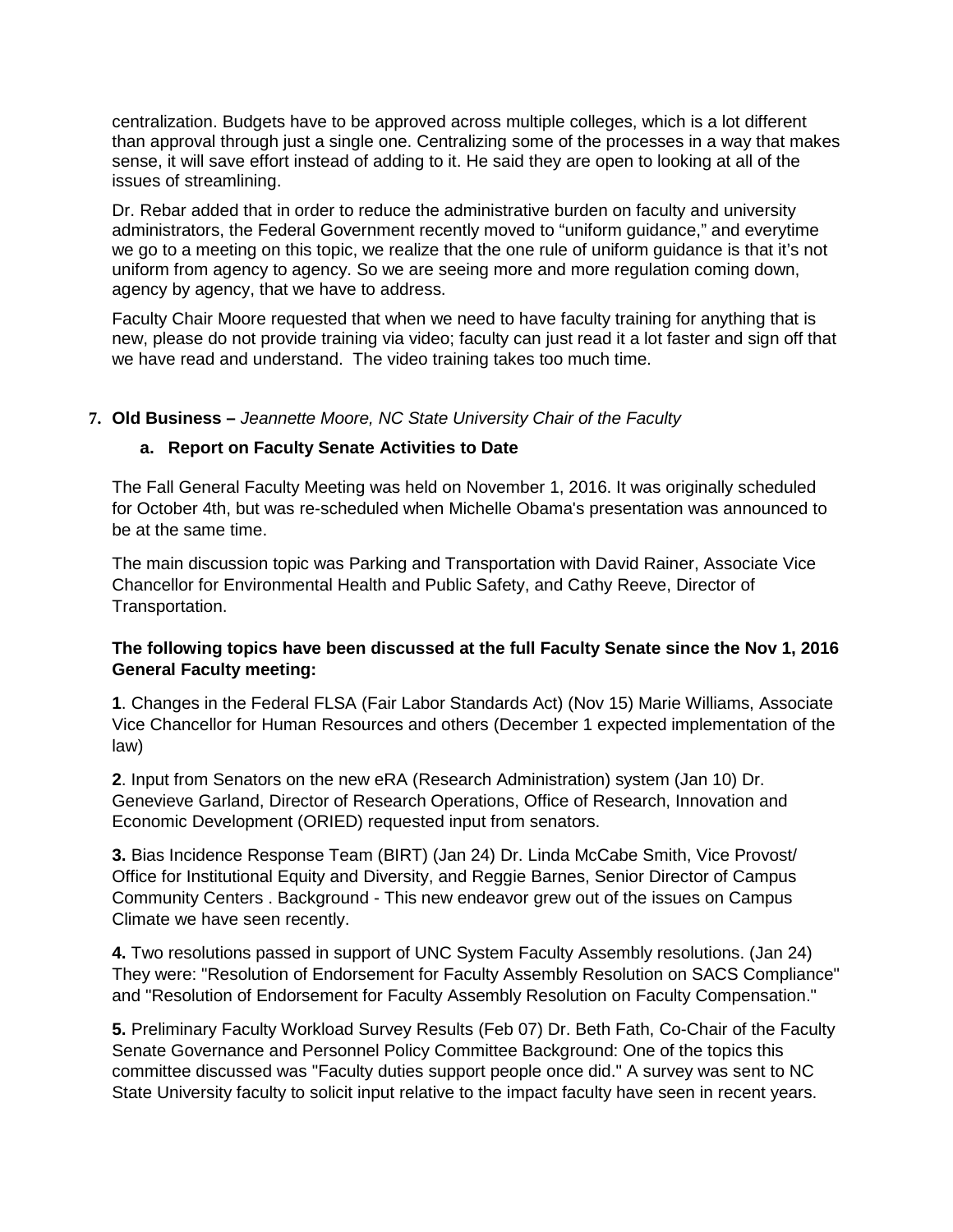centralization. Budgets have to be approved across multiple colleges, which is a lot different than approval through just a single one. Centralizing some of the processes in a way that makes sense, it will save effort instead of adding to it. He said they are open to looking at all of the issues of streamlining.

Dr. Rebar added that in order to reduce the administrative burden on faculty and university administrators, the Federal Government recently moved to "uniform guidance," and everytime we go to a meeting on this topic, we realize that the one rule of uniform guidance is that it's not uniform from agency to agency. So we are seeing more and more regulation coming down, agency by agency, that we have to address.

Faculty Chair Moore requested that when we need to have faculty training for anything that is new, please do not provide training via video; faculty can just read it a lot faster and sign off that we have read and understand. The video training takes too much time.

**7. Old Business –** *Jeannette Moore, NC State University Chair of the Faculty*

**a. Report on Faculty Senate Activities to Date**

The Fall General Faculty Meeting was held on November 1, 2016. It was originally scheduled for October 4th, but was re-scheduled when Michelle Obama's presentation was announced to be at the same time.

The main discussion topic was Parking and Transportation with David Rainer, Associate Vice Chancellor for Environmental Health and Public Safety, and Cathy Reeve, Director of Transportation.

**The following topics have been discussed at the full Faculty Senate since the Nov 1, 2016 General Faculty meeting:**

**1**. Changes in the Federal FLSA (Fair Labor Standards Act) (Nov 15) Marie Williams, Associate Vice Chancellor for Human Resources and others (December 1 expected implementation of the law)

**2**. Input from Senators on the new eRA (Research Administration) system (Jan 10) Dr. Genevieve Garland, Director of Research Operations, Office of Research, Innovation and Economic Development (ORIED) requested input from senators.

**3.** Bias Incidence Response Team (BIRT) (Jan 24) Dr. Linda McCabe Smith, Vice Provost/ Office for Institutional Equity and Diversity, and Reggie Barnes, Senior Director of Campus Community Centers . Background - This new endeavor grew out of the issues on Campus Climate we have seen recently.

**4.** Two resolutions passed in support of UNC System Faculty Assembly resolutions. (Jan 24) They were: "Resolution of Endorsement for Faculty Assembly Resolution on SACS Compliance" and "Resolution of Endorsement for Faculty Assembly Resolution on Faculty Compensation."

**5.** Preliminary Faculty Workload Survey Results (Feb 07) Dr. Beth Fath, Co-Chair of the Faculty Senate Governance and Personnel Policy Committee Background: One of the topics this committee discussed was "Faculty duties support people once did." A survey was sent to NC State University faculty to solicit input relative to the impact faculty have seen in recent years.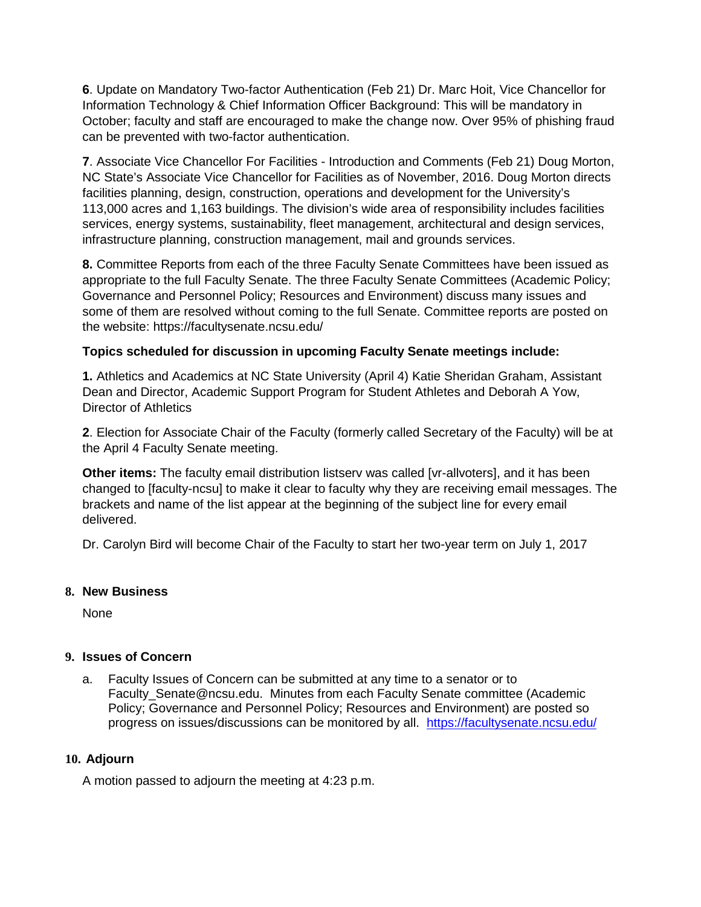**6**. Update on Mandatory Two-factor Authentication (Feb 21) Dr. Marc Hoit, Vice Chancellor for Information Technology & Chief Information Officer Background: This will be mandatory in October; faculty and staff are encouraged to make the change now. Over 95% of phishing fraud can be prevented with two-factor authentication.

**7**. Associate Vice Chancellor For Facilities - Introduction and Comments (Feb 21) Doug Morton, NC State's Associate Vice Chancellor for Facilities as of November, 2016. Doug Morton directs facilities planning, design, construction, operations and development for the University's 113,000 acres and 1,163 buildings. The division's wide area of responsibility includes facilities services, energy systems, sustainability, fleet management, architectural and design services, infrastructure planning, construction management, mail and grounds services.

**8.** Committee Reports from each of the three Faculty Senate Committees have been issued as appropriate to the full Faculty Senate. The three Faculty Senate Committees (Academic Policy; Governance and Personnel Policy; Resources and Environment) discuss many issues and some of them are resolved without coming to the full Senate. Committee reports are posted on the website: https://facultysenate.ncsu.edu/

**Topics scheduled for discussion in upcoming Faculty Senate meetings include:**

**1.** Athletics and Academics at NC State University (April 4) Katie Sheridan Graham, Assistant Dean and Director, Academic Support Program for Student Athletes and Deborah A Yow, Director of Athletics

**2**. Election for Associate Chair of the Faculty (formerly called Secretary of the Faculty) will be at the April 4 Faculty Senate meeting.

**Other items:** The faculty email distribution listserv was called [vr-allvoters], and it has been changed to [faculty-ncsu] to make it clear to faculty why they are receiving email messages. The brackets and name of the list appear at the beginning of the subject line for every email delivered.

Dr. Carolyn Bird will become Chair of the Faculty to start her two-year term on July 1, 2017

**8. New Business**

None

**9. Issues of Concern**

a. Faculty Issues of Concern can be submitted at any time to a senator or to Faculty_Senate@ncsu.edu. Minutes from each Faculty Senate committee (Academic Policy; Governance and Personnel Policy; Resources and Environment) are posted so progress on issues/discussions can be monitored by all. https://facultysenate.ncsu.edu/

**10. Adjourn**

A motion passed to adjourn the meeting at 4:23 p.m.